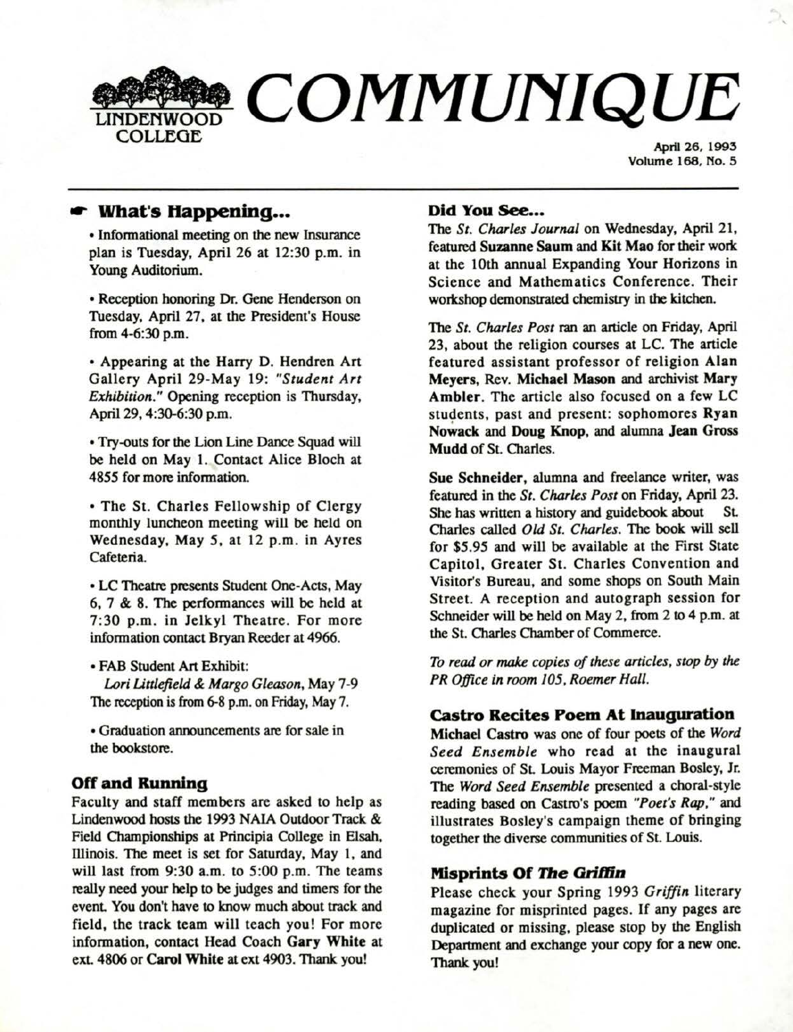# COMMUNIQUE

LINDENWOOD COLLEGE

April 26, 1993
Volume 168, No. 5

## What's Happening...

- Informational meeting on the new Insurance plan is Tuesday, April 26 at 12:30 p.m. in Young Auditorium.

- Reception honoring Dr. Gene Henderson on Tuesday, April 27, at the President's House from 4-6:30 p.m.

- Appearing at the Harry D. Hendren Art Gallery April 29-May 19: *"Student Art Exhibition."* Opening reception is Thursday, April 29, 4:30-6:30 p.m.

- Try-outs for the Lion Line Dance Squad will be held on May 1. Contact Alice Bloch at 4855 for more information.

- The St. Charles Fellowship of Clergy monthly luncheon meeting will be held on Wednesday, May 5, at 12 p.m. in Ayres Cafeteria.

- LC Theatre presents Student One-Acts, May 6, 7 & 8. The performances will be held at 7:30 p.m. in Jelkyl Theatre. For more information contact Bryan Reeder at 4966.

- FAB Student Art Exhibit:
  *Lori Littlefield & Margo Gleason*, May 7-9
  The reception is from 6-8 p.m. on Friday, May 7.

- Graduation announcements are for sale in the bookstore.

## Off and Running

Faculty and staff members are asked to help as Lindenwood hosts the 1993 NAIA Outdoor Track & Field Championships at Principia College in Elsah, Illinois. The meet is set for Saturday, May 1, and will last from 9:30 a.m. to 5:00 p.m. The teams really need your help to be judges and timers for the event. You don't have to know much about track and field, the track team will teach you! For more information, contact Head Coach **Gary White** at ext. 4806 or **Carol White** at ext 4903. Thank you!

## Did You See...

The *St. Charles Journal* on Wednesday, April 21, featured **Suzanne Saum** and **Kit Mao** for their work at the 10th annual Expanding Your Horizons in Science and Mathematics Conference. Their workshop demonstrated chemistry in the kitchen.

The *St. Charles Post* ran an article on Friday, April 23, about the religion courses at LC. The article featured assistant professor of religion **Alan Meyers**, Rev. **Michael Mason** and archivist **Mary Ambler**. The article also focused on a few LC students, past and present: sophomores **Ryan Nowack** and **Doug Knop**, and alumna **Jean Gross Mudd** of St. Charles.

**Sue Schneider**, alumna and freelance writer, was featured in the *St. Charles Post* on Friday, April 23. She has written a history and guidebook about St. Charles called *Old St. Charles*. The book will sell for $5.95 and will be available at the First State Capitol, Greater St. Charles Convention and Visitor's Bureau, and some shops on South Main Street. A reception and autograph session for Schneider will be held on May 2, from 2 to 4 p.m. at the St. Charles Chamber of Commerce.

*To read or make copies of these articles, stop by the PR Office in room 105, Roemer Hall.*

## Castro Recites Poem At Inauguration

**Michael Castro** was one of four poets of the *Word Seed Ensemble* who read at the inaugural ceremonies of St. Louis Mayor Freeman Bosley, Jr. The *Word Seed Ensemble* presented a choral-style reading based on Castro's poem *"Poet's Rap,"* and illustrates Bosley's campaign theme of bringing together the diverse communities of St. Louis.

## Misprints Of *The Griffin*

Please check your Spring 1993 *Griffin* literary magazine for misprinted pages. If any pages are duplicated or missing, please stop by the English Department and exchange your copy for a new one. Thank you!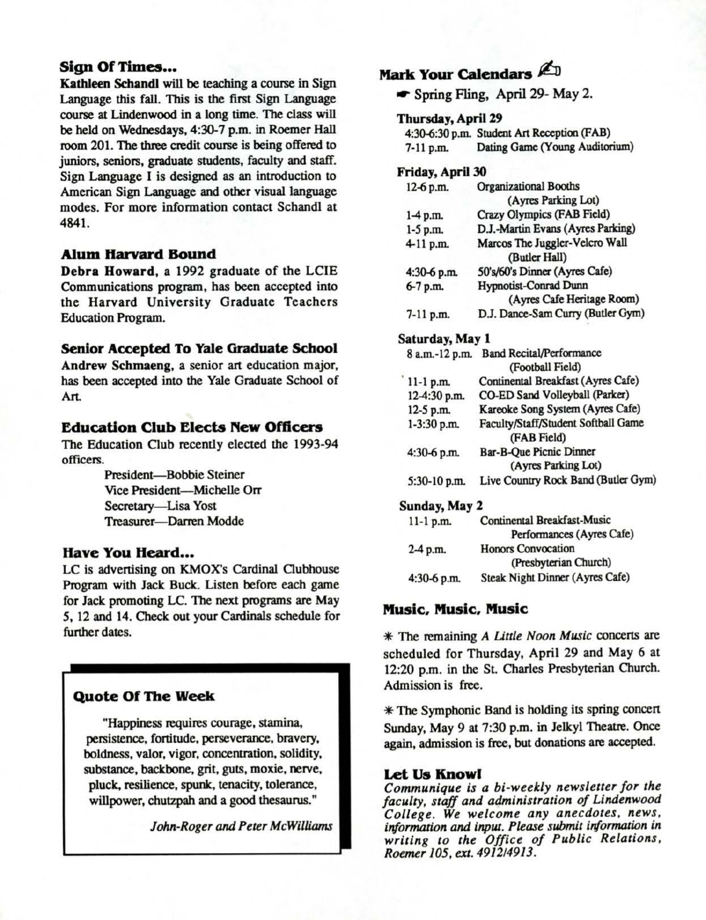## Sign Of Times...

**Kathleen Schandl** will be teaching a course in Sign Language this fall. This is the first Sign Language course at Lindenwood in a long time. The class will be held on Wednesdays, 4:30-7 p.m. in Roemer Hall room 201. The three credit course is being offered to juniors, seniors, graduate students, faculty and staff. Sign Language I is designed as an introduction to American Sign Language and other visual language modes. For more information contact Schandl at 4841.

## Alum Harvard Bound

**Debra Howard**, a 1992 graduate of the LCIE Communications program, has been accepted into the Harvard University Graduate Teachers Education Program.

## Senior Accepted To Yale Graduate School

**Andrew Schmaeng**, a senior art education major, has been accepted into the Yale Graduate School of Art.

## Education Club Elects New Officers

The Education Club recently elected the 1993-94 officers.

President—Bobbie Steiner
Vice President—Michelle Orr
Secretary—Lisa Yost
Treasurer—Darren Modde

## Have You Heard...

LC is advertising on KMOX's Cardinal Clubhouse Program with Jack Buck. Listen before each game for Jack promoting LC. The next programs are May 5, 12 and 14. Check out your Cardinals schedule for further dates.

## Quote Of The Week

"Happiness requires courage, stamina, persistence, fortitude, perseverance, bravery, boldness, valor, vigor, concentration, solidity, substance, backbone, grit, guts, moxie, nerve, pluck, resilience, spunk, tenacity, tolerance, willpower, chutzpah and a good thesaurus."

*John-Roger and Peter McWilliams*

## Mark Your Calendars ✍

☛ Spring Fling, April 29- May 2.

### Thursday, April 29

| | |
|---|---|
| 4:30-6:30 p.m. | Student Art Reception (FAB) |
| 7-11 p.m. | Dating Game (Young Auditorium) |

### Friday, April 30

| | |
|---|---|
| 12-6 p.m. | Organizational Booths (Ayres Parking Lot) |
| 1-4 p.m. | Crazy Olympics (FAB Field) |
| 1-5 p.m. | D.J.-Martin Evans (Ayres Parking) |
| 4-11 p.m. | Marcos The Juggler-Velcro Wall (Butler Hall) |
| 4:30-6 p.m. | 50's/60's Dinner (Ayres Cafe) |
| 6-7 p.m. | Hypnotist-Conrad Dunn (Ayres Cafe Heritage Room) |
| 7-11 p.m. | D.J. Dance-Sam Curry (Butler Gym) |

### Saturday, May 1

| | |
|---|---|
| 8 a.m.-12 p.m. | Band Recital/Performance (Football Field) |
| 11-1 p.m. | Continental Breakfast (Ayres Cafe) |
| 12-4:30 p.m. | CO-ED Sand Volleyball (Parker) |
| 12-5 p.m. | Kareoke Song System (Ayres Cafe) |
| 1-3:30 p.m. | Faculty/Staff/Student Softball Game (FAB Field) |
| 4:30-6 p.m. | Bar-B-Que Picnic Dinner (Ayres Parking Lot) |
| 5:30-10 p.m. | Live Country Rock Band (Butler Gym) |

### Sunday, May 2

| | |
|---|---|
| 11-1 p.m. | Continental Breakfast-Music Performances (Ayres Cafe) |
| 2-4 p.m. | Honors Convocation (Presbyterian Church) |
| 4:30-6 p.m. | Steak Night Dinner (Ayres Cafe) |

## Music, Music, Music

✳ The remaining *A Little Noon Music* concerts are scheduled for Thursday, April 29 and May 6 at 12:20 p.m. in the St. Charles Presbyterian Church. Admission is free.

✳ The Symphonic Band is holding its spring concert Sunday, May 9 at 7:30 p.m. in Jelkyl Theatre. Once again, admission is free, but donations are accepted.

## Let Us Know!

*Communique is a bi-weekly newsletter for the faculty, staff and administration of Lindenwood College. We welcome any anecdotes, news, information and input. Please submit information in writing to the Office of Public Relations, Roemer 105, ext. 4912/4913.*